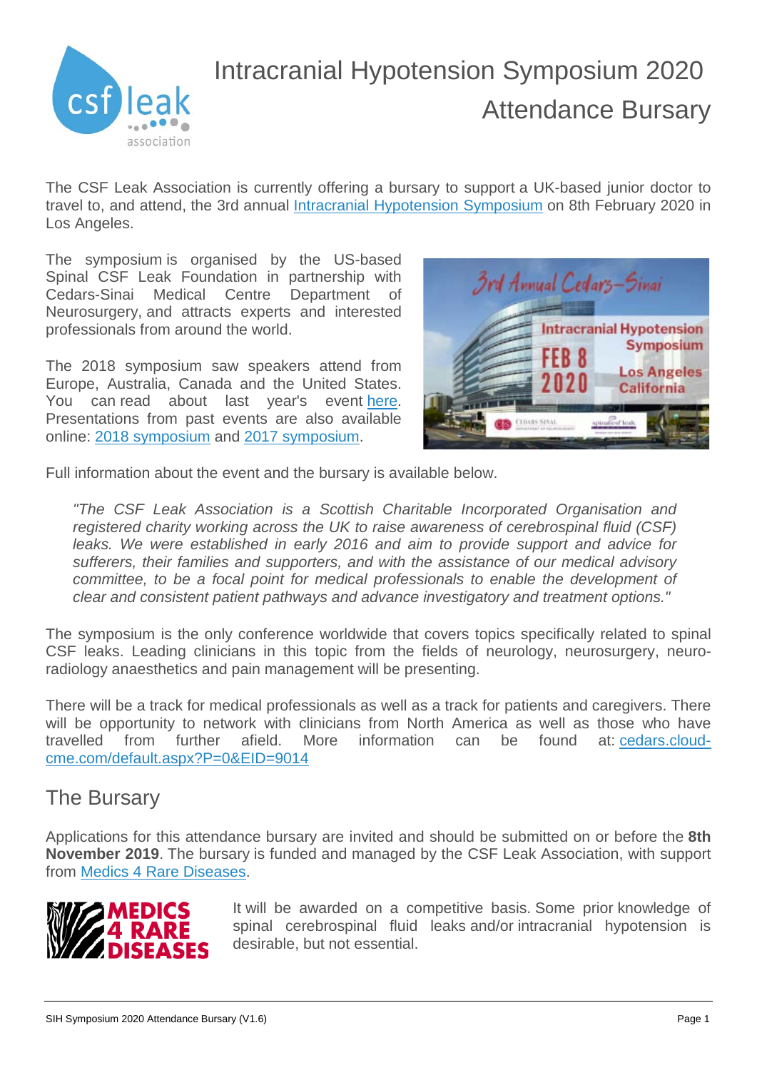# Intracranial Hypotension Symposium 2020 Attendance Bursary

The CSF Leak Association is currently offering a bursary to support a UK-based junior doctor to travel to, and attend, the 3rd annual Intracranial Hypotension Symposium on 8th February 2020 in Los Angeles.

The symposium is organised by the US-based Spinal CSF Leak Foundation in partnership with Cedars-Sinai Medical Centre Department of Neurosurgery, and attracts experts and interested professionals from around the world.

The 2018 symposium saw speakers attend from Europe, Australia, Canada and the United States. You can read about last year's event here. Presentations from past events are also available online: 2018 symposium and 2017 symposium.

Full information about the event and the bursary is available below.

> *"The CSF Leak Association is a Scottish Charitable Incorporated Organisation and registered charity working across the UK to raise awareness of cerebrospinal fluid (CSF) leaks. We were established in early 2016 and aim to provide support and advice for sufferers, their families and supporters, and with the assistance of our medical advisory committee, to be a focal point for medical professionals to enable the development of clear and consistent patient pathways and advance investigatory and treatment options."*

The symposium is the only conference worldwide that covers topics specifically related to spinal CSF leaks. Leading clinicians in this topic from the fields of neurology, neurosurgery, neuro-radiology anaesthetics and pain management will be presenting.

There will be a track for medical professionals as well as a track for patients and caregivers. There will be opportunity to network with clinicians from North America as well as those who have travelled from further afield. More information can be found at: cedars.cloud-cme.com/default.aspx?P=0&EID=9014

## The Bursary

Applications for this attendance bursary are invited and should be submitted on or before the **8th November 2019**. The bursary is funded and managed by the CSF Leak Association, with support from Medics 4 Rare Diseases.

It will be awarded on a competitive basis. Some prior knowledge of spinal cerebrospinal fluid leaks and/or intracranial hypotension is desirable, but not essential.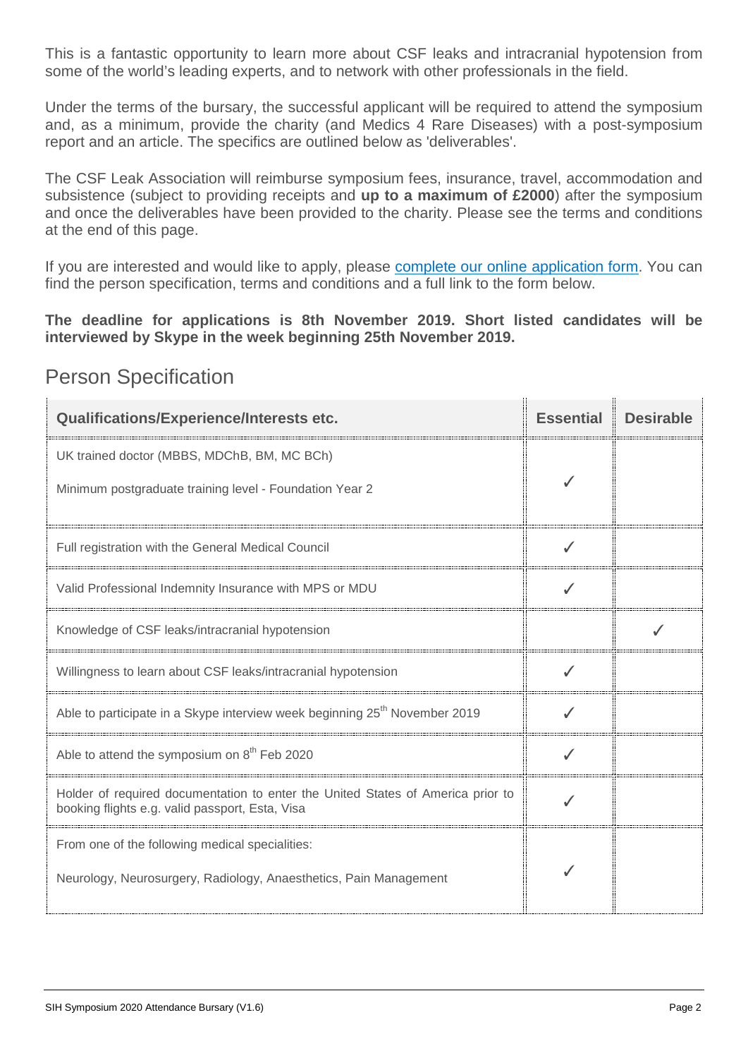This is a fantastic opportunity to learn more about CSF leaks and intracranial hypotension from some of the world's leading experts, and to network with other professionals in the field.

Under the terms of the bursary, the successful applicant will be required to attend the symposium and, as a minimum, provide the charity (and Medics 4 Rare Diseases) with a post-symposium report and an article. The specifics are outlined below as 'deliverables'.

The CSF Leak Association will reimburse symposium fees, insurance, travel, accommodation and subsistence (subject to providing receipts and **up to a maximum of £2000**) after the symposium and once the deliverables have been provided to the charity. Please see the terms and conditions at the end of this page.

If you are interested and would like to apply, please complete our online application form. You can find the person specification, terms and conditions and a full link to the form below.

**The deadline for applications is 8th November 2019. Short listed candidates will be interviewed by Skype in the week beginning 25th November 2019.**

## Person Specification

| Qualifications/Experience/Interests etc. | Essential | Desirable |
|---|---|---|
| UK trained doctor (MBBS, MDChB, BM, MC BCh)<br>Minimum postgraduate training level - Foundation Year 2 | ✓ | |
| Full registration with the General Medical Council | ✓ | |
| Valid Professional Indemnity Insurance with MPS or MDU | ✓ | |
| Knowledge of CSF leaks/intracranial hypotension | | ✓ |
| Willingness to learn about CSF leaks/intracranial hypotension | ✓ | |
| Able to participate in a Skype interview week beginning 25th November 2019 | ✓ | |
| Able to attend the symposium on 8th Feb 2020 | ✓ | |
| Holder of required documentation to enter the United States of America prior to booking flights e.g. valid passport, Esta, Visa | ✓ | |
| From one of the following medical specialities:<br>Neurology, Neurosurgery, Radiology, Anaesthetics, Pain Management | ✓ | |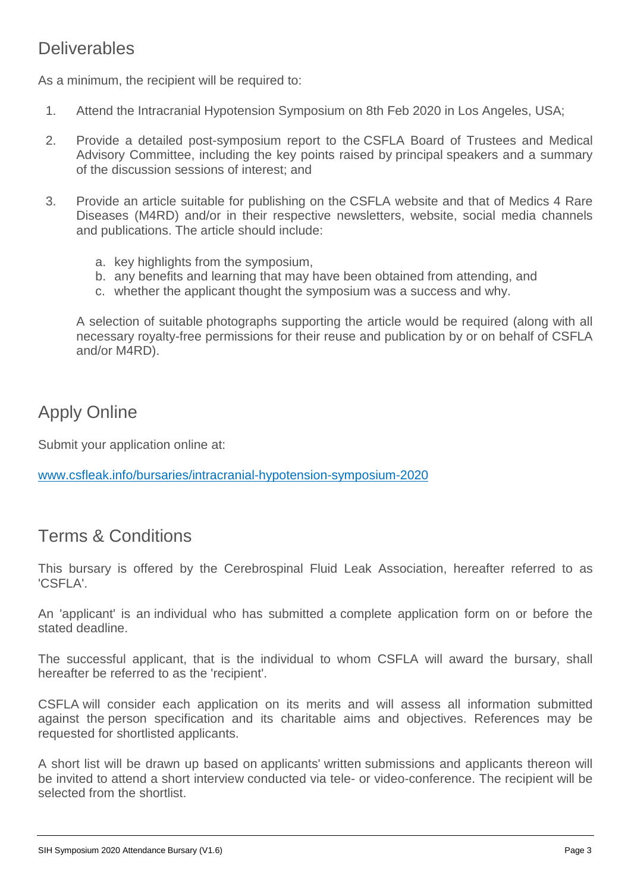## Deliverables

As a minimum, the recipient will be required to:

1. Attend the Intracranial Hypotension Symposium on 8th Feb 2020 in Los Angeles, USA;

2. Provide a detailed post-symposium report to the CSFLA Board of Trustees and Medical Advisory Committee, including the key points raised by principal speakers and a summary of the discussion sessions of interest; and

3. Provide an article suitable for publishing on the CSFLA website and that of Medics 4 Rare Diseases (M4RD) and/or in their respective newsletters, website, social media channels and publications. The article should include:

    a. key highlights from the symposium,
    b. any benefits and learning that may have been obtained from attending, and
    c. whether the applicant thought the symposium was a success and why.

    A selection of suitable photographs supporting the article would be required (along with all necessary royalty-free permissions for their reuse and publication by or on behalf of CSFLA and/or M4RD).

## Apply Online

Submit your application online at:

[www.csfleak.info/bursaries/intracranial-hypotension-symposium-2020](www.csfleak.info/bursaries/intracranial-hypotension-symposium-2020)

## Terms & Conditions

This bursary is offered by the Cerebrospinal Fluid Leak Association, hereafter referred to as 'CSFLA'.

An 'applicant' is an individual who has submitted a complete application form on or before the stated deadline.

The successful applicant, that is the individual to whom CSFLA will award the bursary, shall hereafter be referred to as the 'recipient'.

CSFLA will consider each application on its merits and will assess all information submitted against the person specification and its charitable aims and objectives. References may be requested for shortlisted applicants.

A short list will be drawn up based on applicants' written submissions and applicants thereon will be invited to attend a short interview conducted via tele- or video-conference. The recipient will be selected from the shortlist.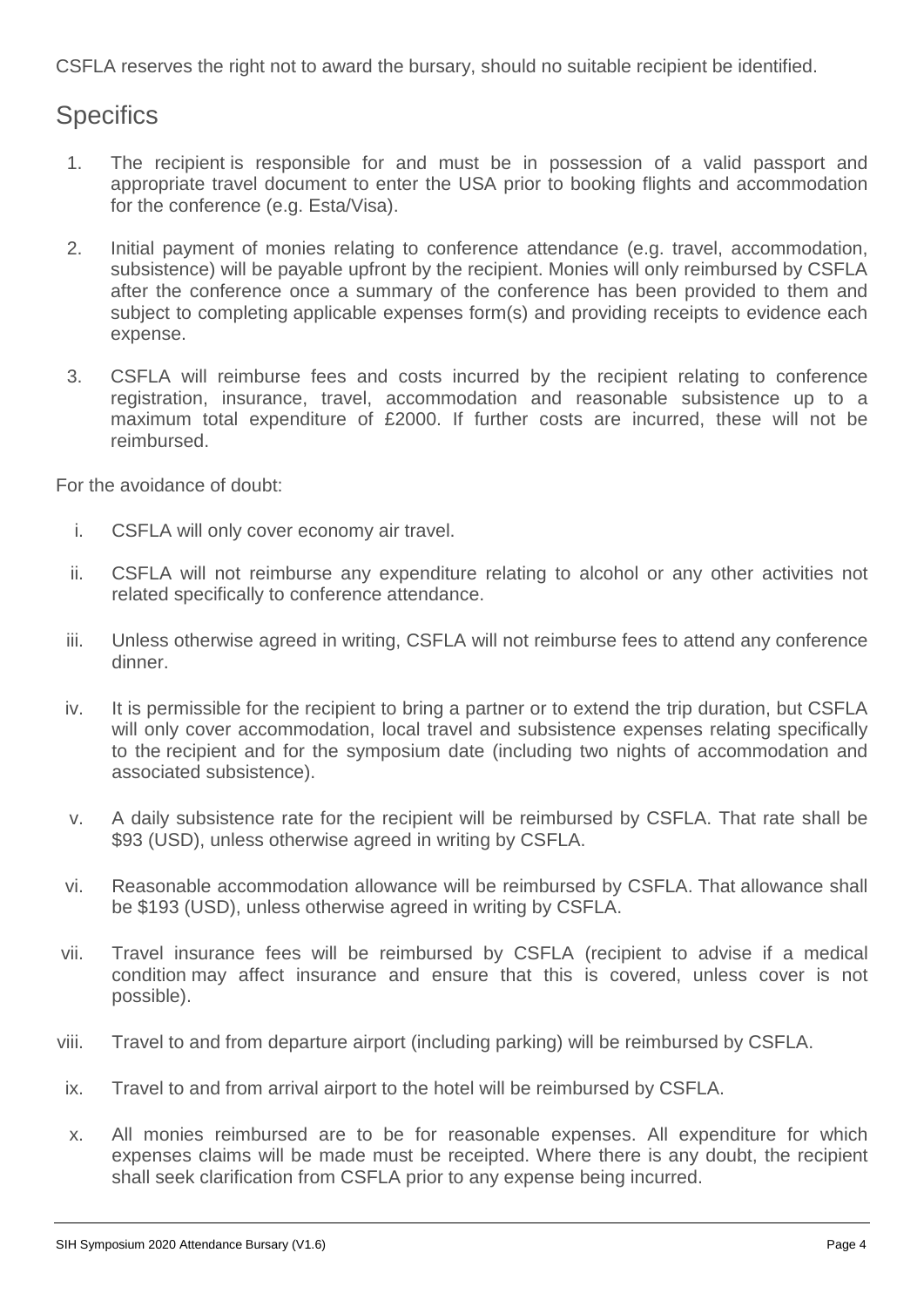CSFLA reserves the right not to award the bursary, should no suitable recipient be identified.

## Specifics

1. The recipient is responsible for and must be in possession of a valid passport and appropriate travel document to enter the USA prior to booking flights and accommodation for the conference (e.g. Esta/Visa).

2. Initial payment of monies relating to conference attendance (e.g. travel, accommodation, subsistence) will be payable upfront by the recipient. Monies will only reimbursed by CSFLA after the conference once a summary of the conference has been provided to them and subject to completing applicable expenses form(s) and providing receipts to evidence each expense.

3. CSFLA will reimburse fees and costs incurred by the recipient relating to conference registration, insurance, travel, accommodation and reasonable subsistence up to a maximum total expenditure of £2000. If further costs are incurred, these will not be reimbursed.

For the avoidance of doubt:

i. CSFLA will only cover economy air travel.

ii. CSFLA will not reimburse any expenditure relating to alcohol or any other activities not related specifically to conference attendance.

iii. Unless otherwise agreed in writing, CSFLA will not reimburse fees to attend any conference dinner.

iv. It is permissible for the recipient to bring a partner or to extend the trip duration, but CSFLA will only cover accommodation, local travel and subsistence expenses relating specifically to the recipient and for the symposium date (including two nights of accommodation and associated subsistence).

v. A daily subsistence rate for the recipient will be reimbursed by CSFLA. That rate shall be $93 (USD), unless otherwise agreed in writing by CSFLA.

vi. Reasonable accommodation allowance will be reimbursed by CSFLA. That allowance shall be $193 (USD), unless otherwise agreed in writing by CSFLA.

vii. Travel insurance fees will be reimbursed by CSFLA (recipient to advise if a medical condition may affect insurance and ensure that this is covered, unless cover is not possible).

viii. Travel to and from departure airport (including parking) will be reimbursed by CSFLA.

ix. Travel to and from arrival airport to the hotel will be reimbursed by CSFLA.

x. All monies reimbursed are to be for reasonable expenses. All expenditure for which expenses claims will be made must be receipted. Where there is any doubt, the recipient shall seek clarification from CSFLA prior to any expense being incurred.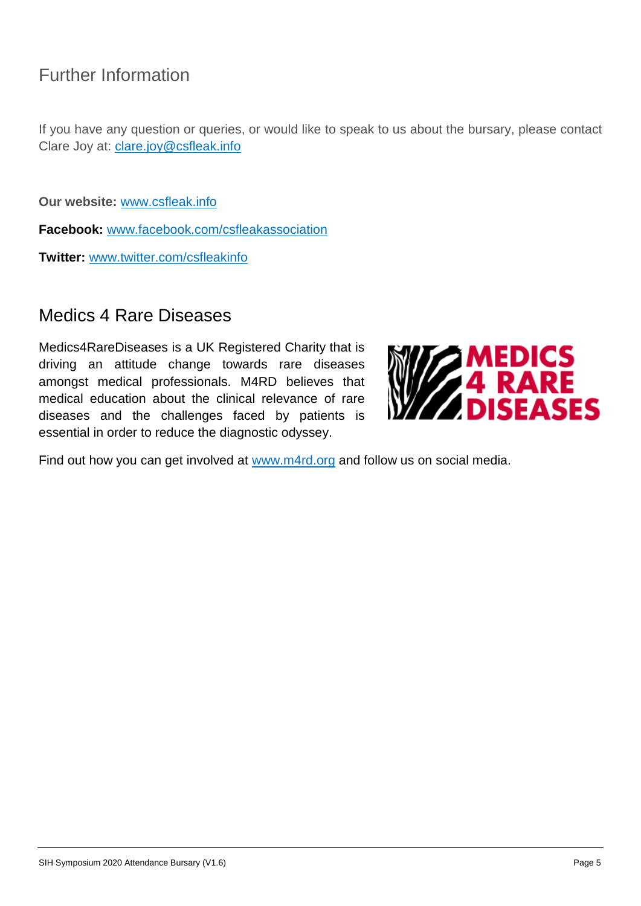## Further Information

If you have any question or queries, or would like to speak to us about the bursary, please contact Clare Joy at: clare.joy@csfleak.info

**Our website:** www.csfleak.info

**Facebook:** www.facebook.com/csfleakassociation

**Twitter:** www.twitter.com/csfleakinfo

## Medics 4 Rare Diseases

Medics4RareDiseases is a UK Registered Charity that is driving an attitude change towards rare diseases amongst medical professionals. M4RD believes that medical education about the clinical relevance of rare diseases and the challenges faced by patients is essential in order to reduce the diagnostic odyssey.

Find out how you can get involved at www.m4rd.org and follow us on social media.